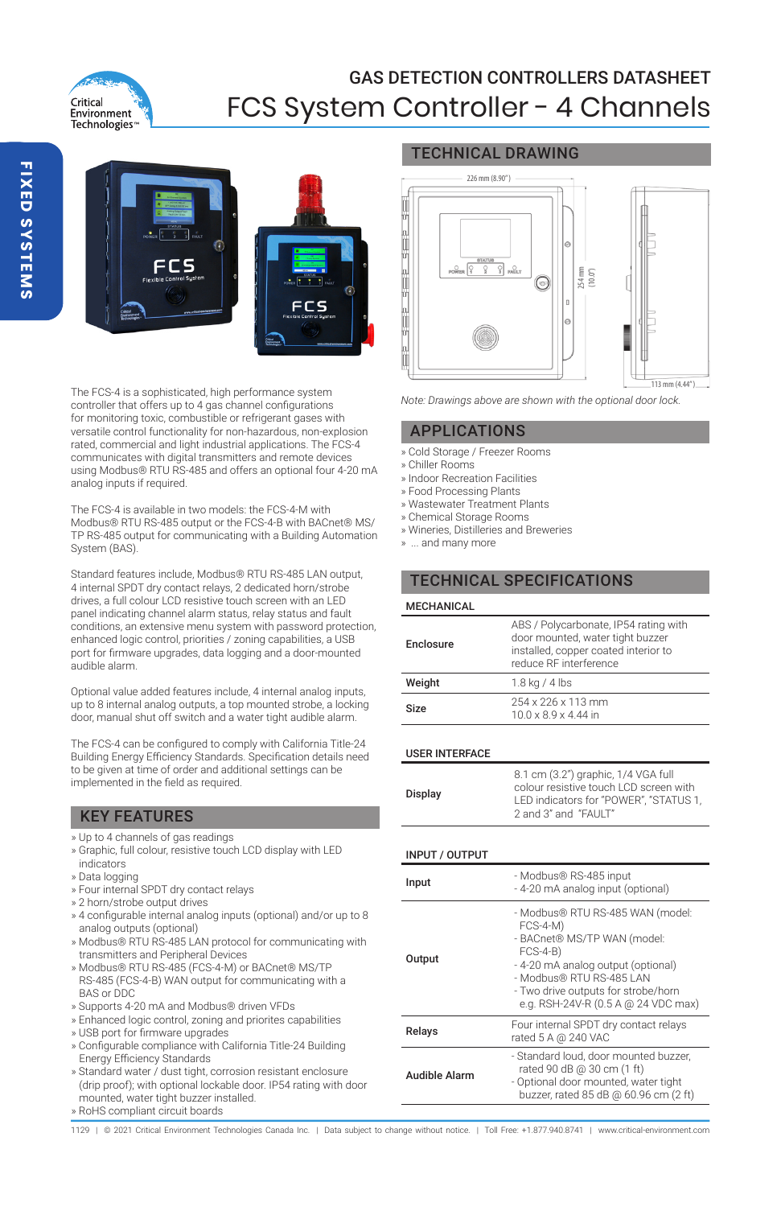# GAS DETECTION CONTROLLERS DATASHEET

# FCS System Controller - 4 Channels

FIXED SYSTEMS

The FCS-4 is a sophisticated, high performance system controller that offers up to 4 gas channel configurations for monitoring toxic, combustible or refrigerant gases with versatile control functionality for non-hazardous, non-explosion rated, commercial and light industrial applications. The FCS-4 communicates with digital transmitters and remote devices using Modbus® RTU RS-485 and offers an optional four 4-20 mA analog inputs if required.

The FCS-4 is available in two models: the FCS-4-M with Modbus® RTU RS-485 output or the FCS-4-B with BACnet® MS/TP RS-485 output for communicating with a Building Automation System (BAS).

Standard features include, Modbus® RTU RS-485 LAN output, 4 internal SPDT dry contact relays, 2 dedicated horn/strobe drives, a full colour LCD resistive touch screen with an LED panel indicating channel alarm status, relay status and fault conditions, an extensive menu system with password protection, enhanced logic control, priorities / zoning capabilities, a USB port for firmware upgrades, data logging and a door-mounted audible alarm.

Optional value added features include, 4 internal analog inputs, up to 8 internal analog outputs, a top mounted strobe, a locking door, manual shut off switch and a water tight audible alarm.

The FCS-4 can be configured to comply with California Title-24 Building Energy Efficiency Standards. Specification details need to be given at time of order and additional settings can be implemented in the field as required.

## KEY FEATURES

» Up to 4 channels of gas readings
» Graphic, full colour, resistive touch LCD display with LED indicators
» Data logging
» Four internal SPDT dry contact relays
» 2 horn/strobe output drives
» 4 configurable internal analog inputs (optional) and/or up to 8 analog outputs (optional)
» Modbus® RTU RS-485 LAN protocol for communicating with transmitters and Peripheral Devices
» Modbus® RTU RS-485 (FCS-4-M) or BACnet® MS/TP RS-485 (FCS-4-B) WAN output for communicating with a BAS or DDC
» Supports 4-20 mA and Modbus® driven VFDs
» Enhanced logic control, zoning and priorites capabilities
» USB port for firmware upgrades
» Configurable compliance with California Title-24 Building Energy Efficiency Standards
» Standard water / dust tight, corrosion resistant enclosure (drip proof); with optional lockable door. IP54 rating with door mounted, water tight buzzer installed.
» RoHS compliant circuit boards

## TECHNICAL DRAWING

226 mm (8.90")

254 mm (10.0")

113 mm (4.44")

*Note: Drawings above are shown with the optional door lock.*

## APPLICATIONS

» Cold Storage / Freezer Rooms
» Chiller Rooms
» Indoor Recreation Facilities
» Food Processing Plants
» Wastewater Treatment Plants
» Chemical Storage Rooms
» Wineries, Distilleries and Breweries
» ... and many more

## TECHNICAL SPECIFICATIONS

### MECHANICAL

| | |
|---|---|
| **Enclosure** | ABS / Polycarbonate, IP54 rating with door mounted, water tight buzzer installed, copper coated interior to reduce RF interference |
| **Weight** | 1.8 kg / 4 lbs |
| **Size** | 254 x 226 x 113 mm<br>10.0 x 8.9 x 4.44 in |

### USER INTERFACE

| | |
|---|---|
| **Display** | 8.1 cm (3.2") graphic, 1/4 VGA full colour resistive touch LCD screen with LED indicators for "POWER", "STATUS 1, 2 and 3" and "FAULT" |

### INPUT / OUTPUT

| | |
|---|---|
| **Input** | - Modbus® RS-485 input<br>- 4-20 mA analog input (optional) |
| **Output** | - Modbus® RTU RS-485 WAN (model: FCS-4-M)<br>- BACnet® MS/TP WAN (model: FCS-4-B)<br>- 4-20 mA analog output (optional)<br>- Modbus® RTU RS-485 LAN<br>- Two drive outputs for strobe/horn e.g. RSH-24V-R (0.5 A @ 24 VDC max) |
| **Relays** | Four internal SPDT dry contact relays rated 5 A @ 240 VAC |
| **Audible Alarm** | - Standard loud, door mounted buzzer, rated 90 dB @ 30 cm (1 ft)<br>- Optional door mounted, water tight buzzer, rated 85 dB @ 60.96 cm (2 ft) |

1129 | © 2021 Critical Environment Technologies Canada Inc. | Data subject to change without notice. | Toll Free: +1.877.940.8741 | www.critical-environment.com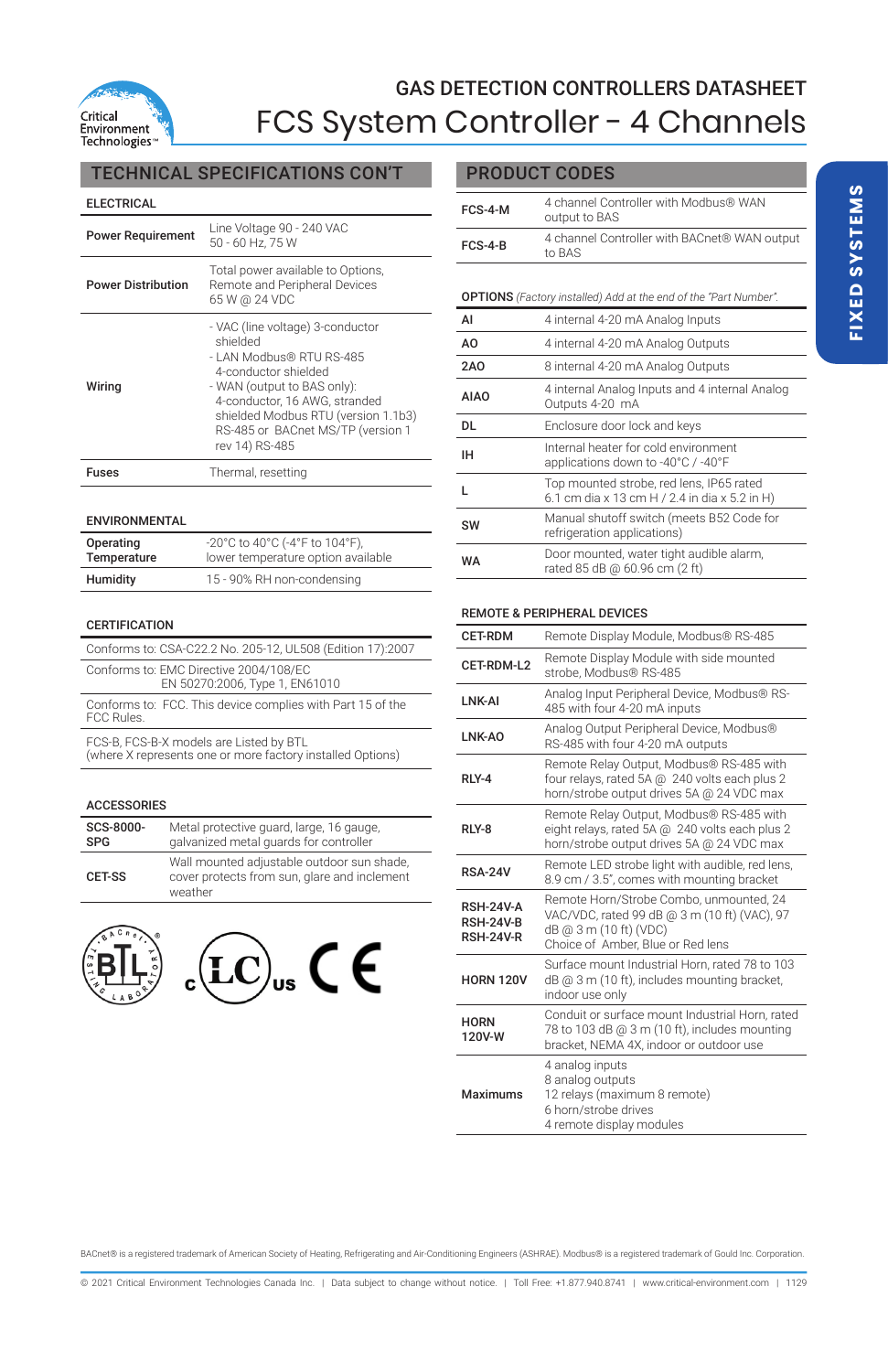# GAS DETECTION CONTROLLERS DATASHEET

# FCS System Controller - 4 Channels

## TECHNICAL SPECIFICATIONS CON'T

### ELECTRICAL

| | |
|---|---|
| **Power Requirement** | Line Voltage 90 - 240 VAC<br>50 - 60 Hz, 75 W |
| **Power Distribution** | Total power available to Options, Remote and Peripheral Devices<br>65 W @ 24 VDC |
| **Wiring** | - VAC (line voltage) 3-conductor shielded<br>- LAN Modbus® RTU RS-485 4-conductor shielded<br>- WAN (output to BAS only): 4-conductor, 16 AWG, stranded shielded Modbus RTU (version 1.1b3) RS-485 or BACnet MS/TP (version 1 rev 14) RS-485 |
| **Fuses** | Thermal, resetting |

### ENVIRONMENTAL

| | |
|---|---|
| **Operating Temperature** | -20°C to 40°C (-4°F to 104°F), lower temperature option available |
| **Humidity** | 15 - 90% RH non-condensing |

### CERTIFICATION

| |
|---|
| Conforms to: CSA-C22.2 No. 205-12, UL508 (Edition 17):2007 |
| Conforms to: EMC Directive 2004/108/EC EN 50270:2006, Type 1, EN61010 |
| Conforms to: FCC. This device complies with Part 15 of the FCC Rules. |
| FCS-B, FCS-B-X models are Listed by BTL (where X represents one or more factory installed Options) |

### ACCESSORIES

| | |
|---|---|
| **SCS-8000-SPG** | Metal protective guard, large, 16 gauge, galvanized metal guards for controller |
| **CET-SS** | Wall mounted adjustable outdoor sun shade, cover protects from sun, glare and inclement weather |

## PRODUCT CODES

| | |
|---|---|
| **FCS-4-M** | 4 channel Controller with Modbus® WAN output to BAS |
| **FCS-4-B** | 4 channel Controller with BACnet® WAN output to BAS |

**OPTIONS** *(Factory installed) Add at the end of the "Part Number".*

| | |
|---|---|
| **AI** | 4 internal 4-20 mA Analog Inputs |
| **AO** | 4 internal 4-20 mA Analog Outputs |
| **2AO** | 8 internal 4-20 mA Analog Outputs |
| **AIAO** | 4 internal Analog Inputs and 4 internal Analog Outputs 4-20 mA |
| **DL** | Enclosure door lock and keys |
| **IH** | Internal heater for cold environment applications down to -40°C / -40°F |
| **L** | Top mounted strobe, red lens, IP65 rated 6.1 cm dia x 13 cm H / 2.4 in dia x 5.2 in H) |
| **SW** | Manual shutoff switch (meets B52 Code for refrigeration applications) |
| **WA** | Door mounted, water tight audible alarm, rated 85 dB @ 60.96 cm (2 ft) |

### REMOTE & PERIPHERAL DEVICES

| | |
|---|---|
| **CET-RDM** | Remote Display Module, Modbus® RS-485 |
| **CET-RDM-L2** | Remote Display Module with side mounted strobe, Modbus® RS-485 |
| **LNK-AI** | Analog Input Peripheral Device, Modbus® RS-485 with four 4-20 mA inputs |
| **LNK-AO** | Analog Output Peripheral Device, Modbus® RS-485 with four 4-20 mA outputs |
| **RLY-4** | Remote Relay Output, Modbus® RS-485 with four relays, rated 5A @ 240 volts each plus 2 horn/strobe output drives 5A @ 24 VDC max |
| **RLY-8** | Remote Relay Output, Modbus® RS-485 with eight relays, rated 5A @ 240 volts each plus 2 horn/strobe output drives 5A @ 24 VDC max |
| **RSA-24V** | Remote LED strobe light with audible, red lens, 8.9 cm / 3.5", comes with mounting bracket |
| **RSH-24V-A**<br>**RSH-24V-B**<br>**RSH-24V-R** | Remote Horn/Strobe Combo, unmounted, 24 VAC/VDC, rated 99 dB @ 3 m (10 ft) (VAC), 97 dB @ 3 m (10 ft) (VDC)<br>Choice of Amber, Blue or Red lens |
| **HORN 120V** | Surface mount Industrial Horn, rated 78 to 103 dB @ 3 m (10 ft), includes mounting bracket, indoor use only |
| **HORN 120V-W** | Conduit or surface mount Industrial Horn, rated 78 to 103 dB @ 3 m (10 ft), includes mounting bracket, NEMA 4X, indoor or outdoor use |
| **Maximums** | 4 analog inputs<br>8 analog outputs<br>12 relays (maximum 8 remote)<br>6 horn/strobe drives<br>4 remote display modules |

BACnet® is a registered trademark of American Society of Heating, Refrigerating and Air-Conditioning Engineers (ASHRAE). Modbus® is a registered trademark of Gould Inc. Corporation.

© 2021 Critical Environment Technologies Canada Inc. | Data subject to change without notice. | Toll Free: +1.877.940.8741 | www.critical-environment.com | 1129